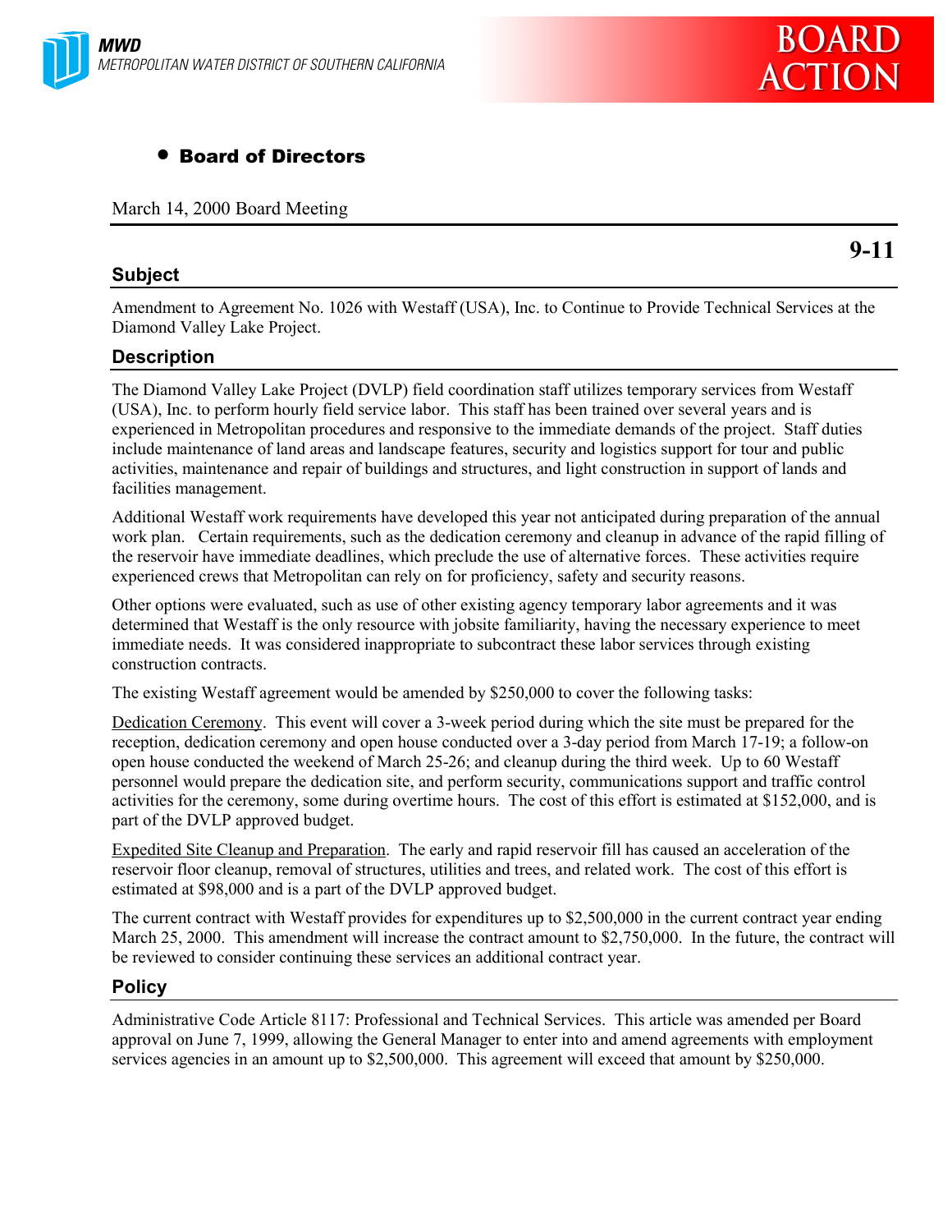**MWD**
*METROPOLITAN WATER DISTRICT OF SOUTHERN CALIFORNIA*

# BOARD ACTION

- **Board of Directors**

March 14, 2000 Board Meeting

**9-11**

## Subject

Amendment to Agreement No. 1026 with Westaff (USA), Inc. to Continue to Provide Technical Services at the Diamond Valley Lake Project.

## Description

The Diamond Valley Lake Project (DVLP) field coordination staff utilizes temporary services from Westaff (USA), Inc. to perform hourly field service labor. This staff has been trained over several years and is experienced in Metropolitan procedures and responsive to the immediate demands of the project. Staff duties include maintenance of land areas and landscape features, security and logistics support for tour and public activities, maintenance and repair of buildings and structures, and light construction in support of lands and facilities management.

Additional Westaff work requirements have developed this year not anticipated during preparation of the annual work plan. Certain requirements, such as the dedication ceremony and cleanup in advance of the rapid filling of the reservoir have immediate deadlines, which preclude the use of alternative forces. These activities require experienced crews that Metropolitan can rely on for proficiency, safety and security reasons.

Other options were evaluated, such as use of other existing agency temporary labor agreements and it was determined that Westaff is the only resource with jobsite familiarity, having the necessary experience to meet immediate needs. It was considered inappropriate to subcontract these labor services through existing construction contracts.

The existing Westaff agreement would be amended by $250,000 to cover the following tasks:

Dedication Ceremony. This event will cover a 3-week period during which the site must be prepared for the reception, dedication ceremony and open house conducted over a 3-day period from March 17-19; a follow-on open house conducted the weekend of March 25-26; and cleanup during the third week. Up to 60 Westaff personnel would prepare the dedication site, and perform security, communications support and traffic control activities for the ceremony, some during overtime hours. The cost of this effort is estimated at $152,000, and is part of the DVLP approved budget.

Expedited Site Cleanup and Preparation. The early and rapid reservoir fill has caused an acceleration of the reservoir floor cleanup, removal of structures, utilities and trees, and related work. The cost of this effort is estimated at $98,000 and is a part of the DVLP approved budget.

The current contract with Westaff provides for expenditures up to $2,500,000 in the current contract year ending March 25, 2000. This amendment will increase the contract amount to $2,750,000. In the future, the contract will be reviewed to consider continuing these services an additional contract year.

## Policy

Administrative Code Article 8117: Professional and Technical Services. This article was amended per Board approval on June 7, 1999, allowing the General Manager to enter into and amend agreements with employment services agencies in an amount up to $2,500,000. This agreement will exceed that amount by $250,000.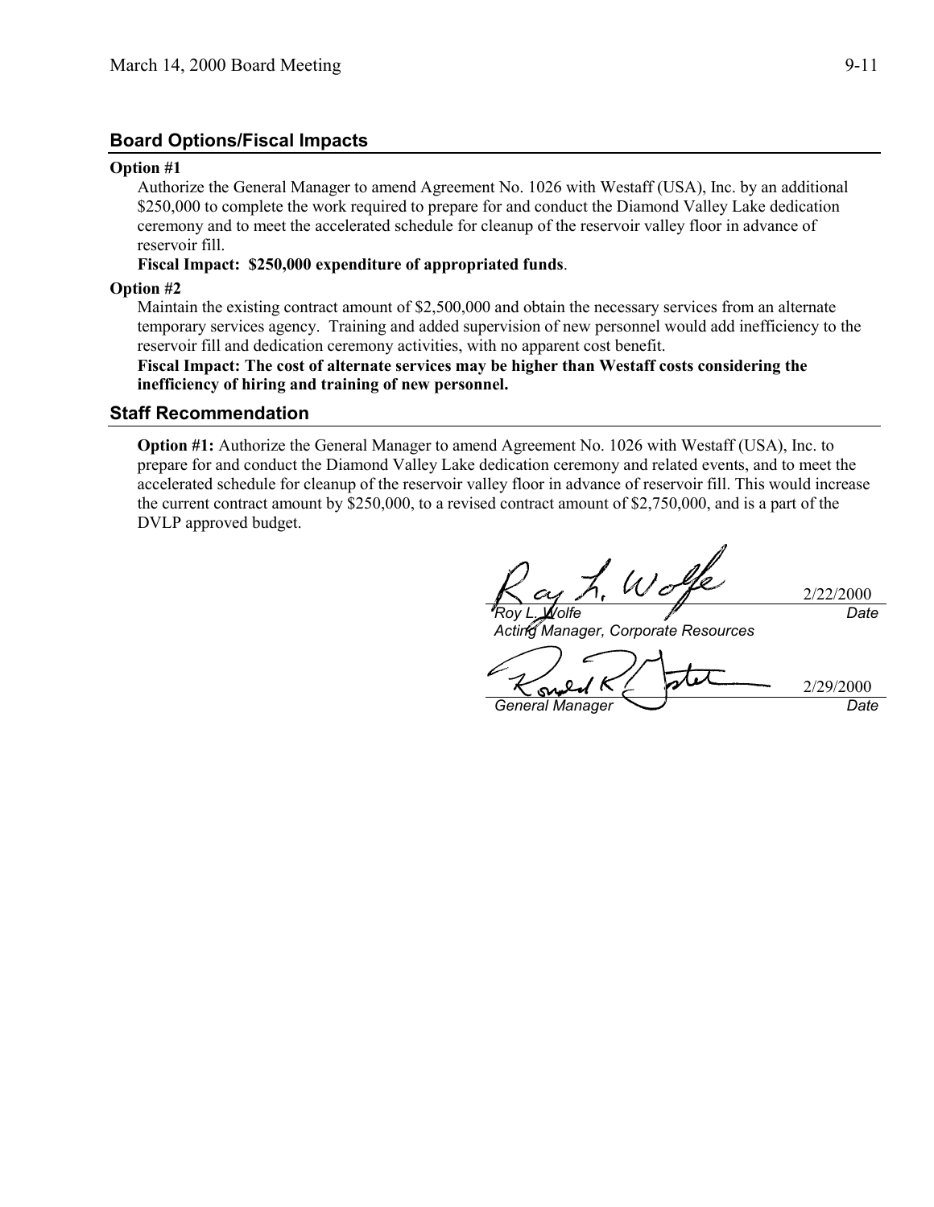## Board Options/Fiscal Impacts

**Option #1**

Authorize the General Manager to amend Agreement No. 1026 with Westaff (USA), Inc. by an additional $250,000 to complete the work required to prepare for and conduct the Diamond Valley Lake dedication ceremony and to meet the accelerated schedule for cleanup of the reservoir valley floor in advance of reservoir fill.

**Fiscal Impact: $250,000 expenditure of appropriated funds**.

**Option #2**

Maintain the existing contract amount of $2,500,000 and obtain the necessary services from an alternate temporary services agency. Training and added supervision of new personnel would add inefficiency to the reservoir fill and dedication ceremony activities, with no apparent cost benefit.

**Fiscal Impact: The cost of alternate services may be higher than Westaff costs considering the inefficiency of hiring and training of new personnel.**

## Staff Recommendation

**Option #1:** Authorize the General Manager to amend Agreement No. 1026 with Westaff (USA), Inc. to prepare for and conduct the Diamond Valley Lake dedication ceremony and related events, and to meet the accelerated schedule for cleanup of the reservoir valley floor in advance of reservoir fill. This would increase the current contract amount by $250,000, to a revised contract amount of $2,750,000, and is a part of the DVLP approved budget.

2/22/2000

*Roy L. Wolfe* — *Date*

*Acting Manager, Corporate Resources*

2/29/2000

*General Manager* — *Date*